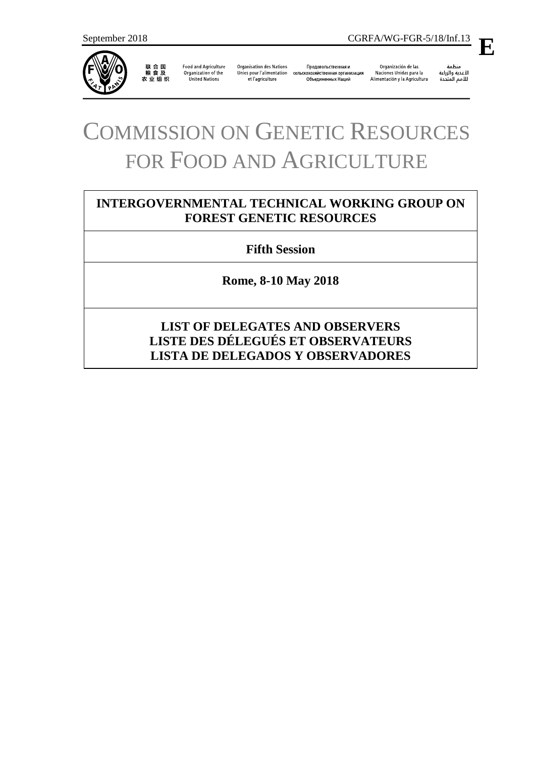September 2018 CGRFA/WG-FGR-5/18/Inf.13 **E**

联合国粮食及农业组织 | Food and Agriculture Organization of the United Nations | Organisation des Nations Unies pour l'alimentation et l'agriculture | Продовольственная и сельскохозяйственная организация Объединенных Наций | Organización de las Naciones Unidas para la Alimentación y la Agricultura | منظمة الأغذية والزراعة للأمم المتحدة

# COMMISSION ON GENETIC RESOURCES FOR FOOD AND AGRICULTURE

## INTERGOVERNMENTAL TECHNICAL WORKING GROUP ON FOREST GENETIC RESOURCES

**Fifth Session**

**Rome, 8-10 May 2018**

**LIST OF DELEGATES AND OBSERVERS**
**LISTE DES DÉLEGUÉS ET OBSERVATEURS**
**LISTA DE DELEGADOS Y OBSERVADORES**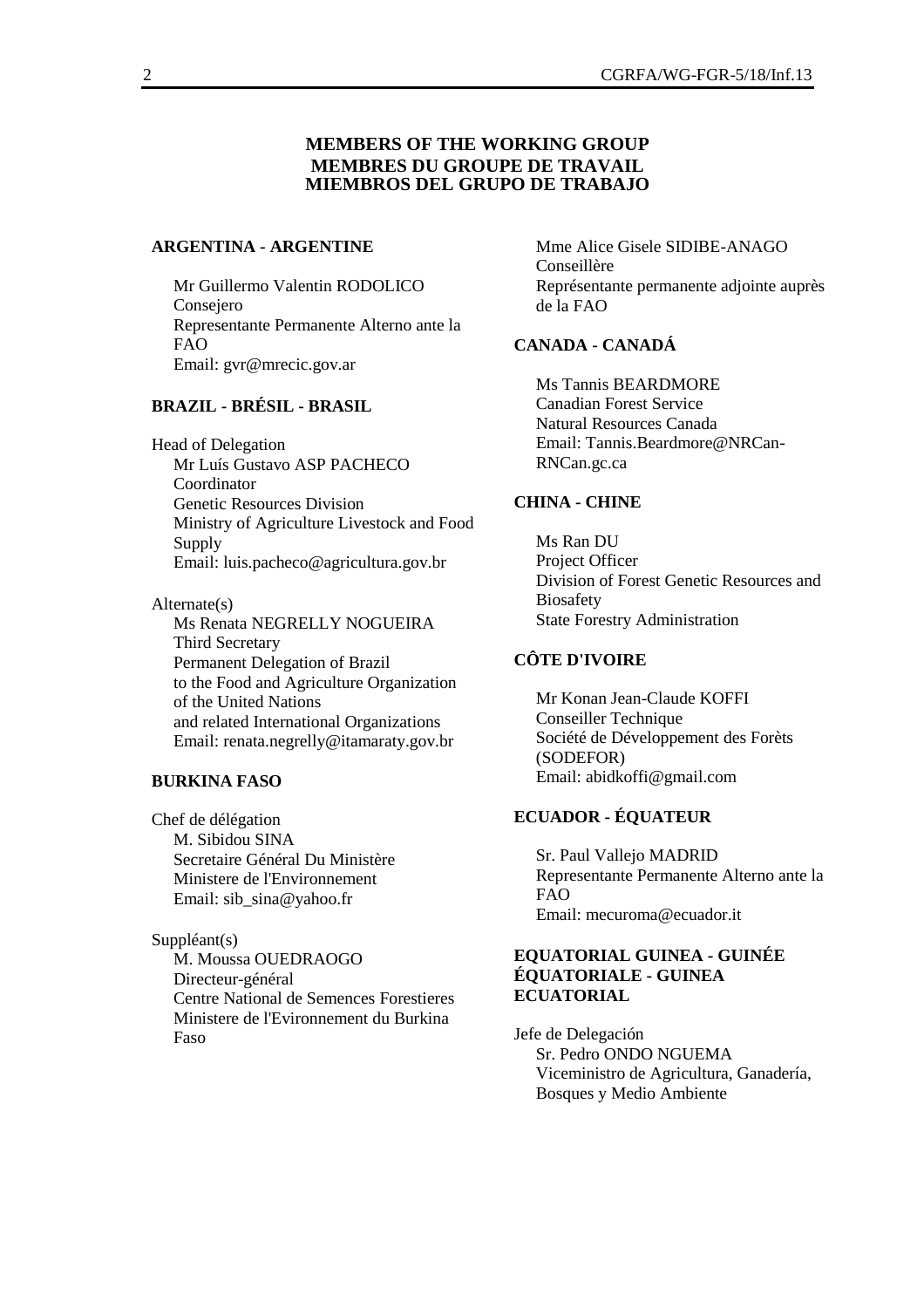# MEMBERS OF THE WORKING GROUP
# MEMBRES DU GROUPE DE TRAVAIL
# MIEMBROS DEL GRUPO DE TRABAJO

### ARGENTINA - ARGENTINE

Mr Guillermo Valentin RODOLICO
Consejero
Representante Permanente Alterno ante la FAO
Email: gvr@mrecic.gov.ar

### BRAZIL - BRÉSIL - BRASIL

Head of Delegation

Mr Luís Gustavo ASP PACHECO
Coordinator
Genetic Resources Division
Ministry of Agriculture Livestock and Food Supply
Email: luis.pacheco@agricultura.gov.br

Alternate(s)

Ms Renata NEGRELLY NOGUEIRA
Third Secretary
Permanent Delegation of Brazil
to the Food and Agriculture Organization
of the United Nations
and related International Organizations
Email: renata.negrelly@itamaraty.gov.br

### BURKINA FASO

Chef de délégation

M. Sibidou SINA
Secretaire Général Du Ministère
Ministere de l'Environnement
Email: sib_sina@yahoo.fr

Suppléant(s)

M. Moussa OUEDRAOGO
Directeur-général
Centre National de Semences Forestieres
Ministere de l'Evironnement du Burkina Faso

Mme Alice Gisele SIDIBE-ANAGO
Conseillère
Représentante permanente adjointe auprès de la FAO

### CANADA - CANADÁ

Ms Tannis BEARDMORE
Canadian Forest Service
Natural Resources Canada
Email: Tannis.Beardmore@NRCan-RNCan.gc.ca

### CHINA - CHINE

Ms Ran DU
Project Officer
Division of Forest Genetic Resources and Biosafety
State Forestry Administration

### CÔTE D'IVOIRE

Mr Konan Jean-Claude KOFFI
Conseiller Technique
Société de Développement des Forèts (SODEFOR)
Email: abidkoffi@gmail.com

### ECUADOR - ÉQUATEUR

Sr. Paul Vallejo MADRID
Representante Permanente Alterno ante la FAO
Email: mecuroma@ecuador.it

### EQUATORIAL GUINEA - GUINÉE ÉQUATORIALE - GUINEA ECUATORIAL

Jefe de Delegación

Sr. Pedro ONDO NGUEMA
Viceministro de Agricultura, Ganadería, Bosques y Medio Ambiente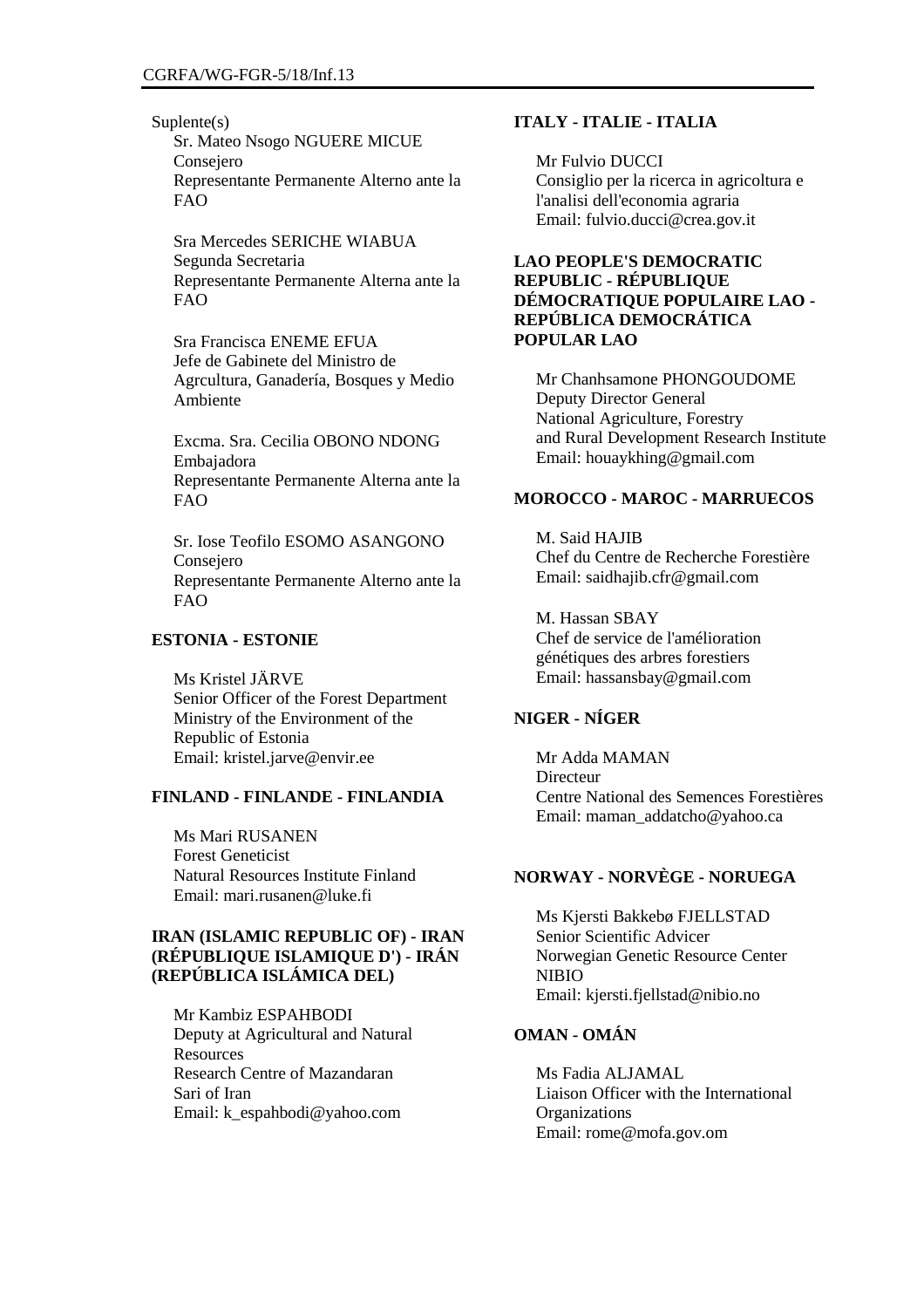Suplente(s)

Sr. Mateo Nsogo NGUERE MICUE
Consejero
Representante Permanente Alterno ante la FAO

Sra Mercedes SERICHE WIABUA
Segunda Secretaria
Representante Permanente Alterna ante la FAO

Sra Francisca ENEME EFUA
Jefe de Gabinete del Ministro de Agrcultura, Ganadería, Bosques y Medio Ambiente

Excma. Sra. Cecilia OBONO NDONG
Embajadora
Representante Permanente Alterna ante la FAO

Sr. Iose Teofilo ESOMO ASANGONO
Consejero
Representante Permanente Alterno ante la FAO

**ESTONIA - ESTONIE**

Ms Kristel JÄRVE
Senior Officer of the Forest Department
Ministry of the Environment of the Republic of Estonia
Email: kristel.jarve@envir.ee

**FINLAND - FINLANDE - FINLANDIA**

Ms Mari RUSANEN
Forest Geneticist
Natural Resources Institute Finland
Email: mari.rusanen@luke.fi

**IRAN (ISLAMIC REPUBLIC OF) - IRAN (RÉPUBLIQUE ISLAMIQUE D') - IRÁN (REPÚBLICA ISLÁMICA DEL)**

Mr Kambiz ESPAHBODI
Deputy at Agricultural and Natural Resources
Research Centre of Mazandaran
Sari of Iran
Email: k_espahbodi@yahoo.com

**ITALY - ITALIE - ITALIA**

Mr Fulvio DUCCI
Consiglio per la ricerca in agricoltura e l'analisi dell'economia agraria
Email: fulvio.ducci@crea.gov.it

**LAO PEOPLE'S DEMOCRATIC REPUBLIC - RÉPUBLIQUE DÉMOCRATIQUE POPULAIRE LAO - REPÚBLICA DEMOCRÁTICA POPULAR LAO**

Mr Chanhsamone PHONGOUDOME
Deputy Director General
National Agriculture, Forestry and Rural Development Research Institute
Email: houaykhing@gmail.com

**MOROCCO - MAROC - MARRUECOS**

M. Said HAJIB
Chef du Centre de Recherche Forestière
Email: saidhajib.cfr@gmail.com

M. Hassan SBAY
Chef de service de l'amélioration génétiques des arbres forestiers
Email: hassansbay@gmail.com

**NIGER - NÍGER**

Mr Adda MAMAN
Directeur
Centre National des Semences Forestières
Email: maman_addatcho@yahoo.ca

**NORWAY - NORVÈGE - NORUEGA**

Ms Kjersti Bakkebø FJELLSTAD
Senior Scientific Advicer
Norwegian Genetic Resource Center
NIBIO
Email: kjersti.fjellstad@nibio.no

**OMAN - OMÁN**

Ms Fadia ALJAMAL
Liaison Officer with the International Organizations
Email: rome@mofa.gov.om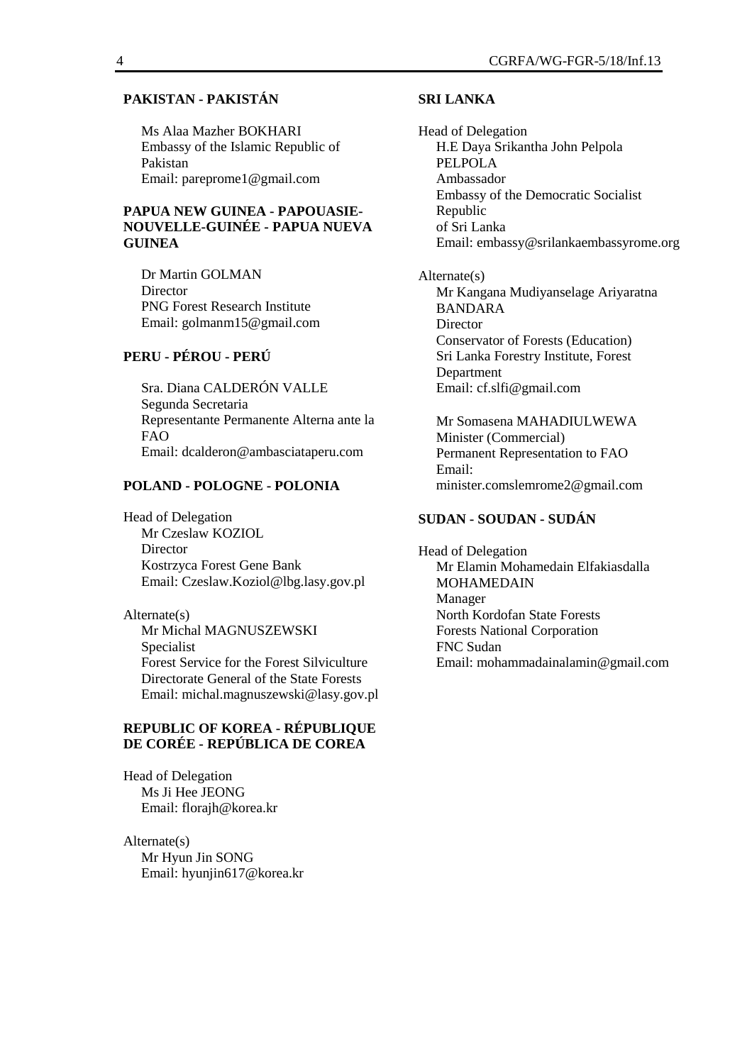**PAKISTAN - PAKISTÁN**

Ms Alaa Mazher BOKHARI
Embassy of the Islamic Republic of Pakistan
Email: pareprome1@gmail.com

**PAPUA NEW GUINEA - PAPOUASIE-NOUVELLE-GUINÉE - PAPUA NUEVA GUINEA**

Dr Martin GOLMAN
Director
PNG Forest Research Institute
Email: golmanm15@gmail.com

**PERU - PÉROU - PERÚ**

Sra. Diana CALDERÓN VALLE
Segunda Secretaria
Representante Permanente Alterna ante la FAO
Email: dcalderon@ambasciataperu.com

**POLAND - POLOGNE - POLONIA**

Head of Delegation
Mr Czeslaw KOZIOL
Director
Kostrzyca Forest Gene Bank
Email: Czeslaw.Koziol@lbg.lasy.gov.pl

Alternate(s)
Mr Michal MAGNUSZEWSKI
Specialist
Forest Service for the Forest Silviculture
Directorate General of the State Forests
Email: michal.magnuszewski@lasy.gov.pl

**REPUBLIC OF KOREA - RÉPUBLIQUE DE CORÉE - REPÚBLICA DE COREA**

Head of Delegation
Ms Ji Hee JEONG
Email: florajh@korea.kr

Alternate(s)
Mr Hyun Jin SONG
Email: hyunjin617@korea.kr

**SRI LANKA**

Head of Delegation
H.E Daya Srikantha John Pelpola PELPOLA
Ambassador
Embassy of the Democratic Socialist Republic of Sri Lanka
Email: embassy@srilankaembassyrome.org

Alternate(s)
Mr Kangana Mudiyanselage Ariyaratna BANDARA
Director
Conservator of Forests (Education)
Sri Lanka Forestry Institute, Forest Department
Email: cf.slfi@gmail.com

Mr Somasena MAHADIULWEWA
Minister (Commercial)
Permanent Representation to FAO
Email: minister.comslemrome2@gmail.com

**SUDAN - SOUDAN - SUDÁN**

Head of Delegation
Mr Elamin Mohamedain Elfakiasdalla MOHAMEDAIN
Manager
North Kordofan State Forests
Forests National Corporation
FNC Sudan
Email: mohammadainalamin@gmail.com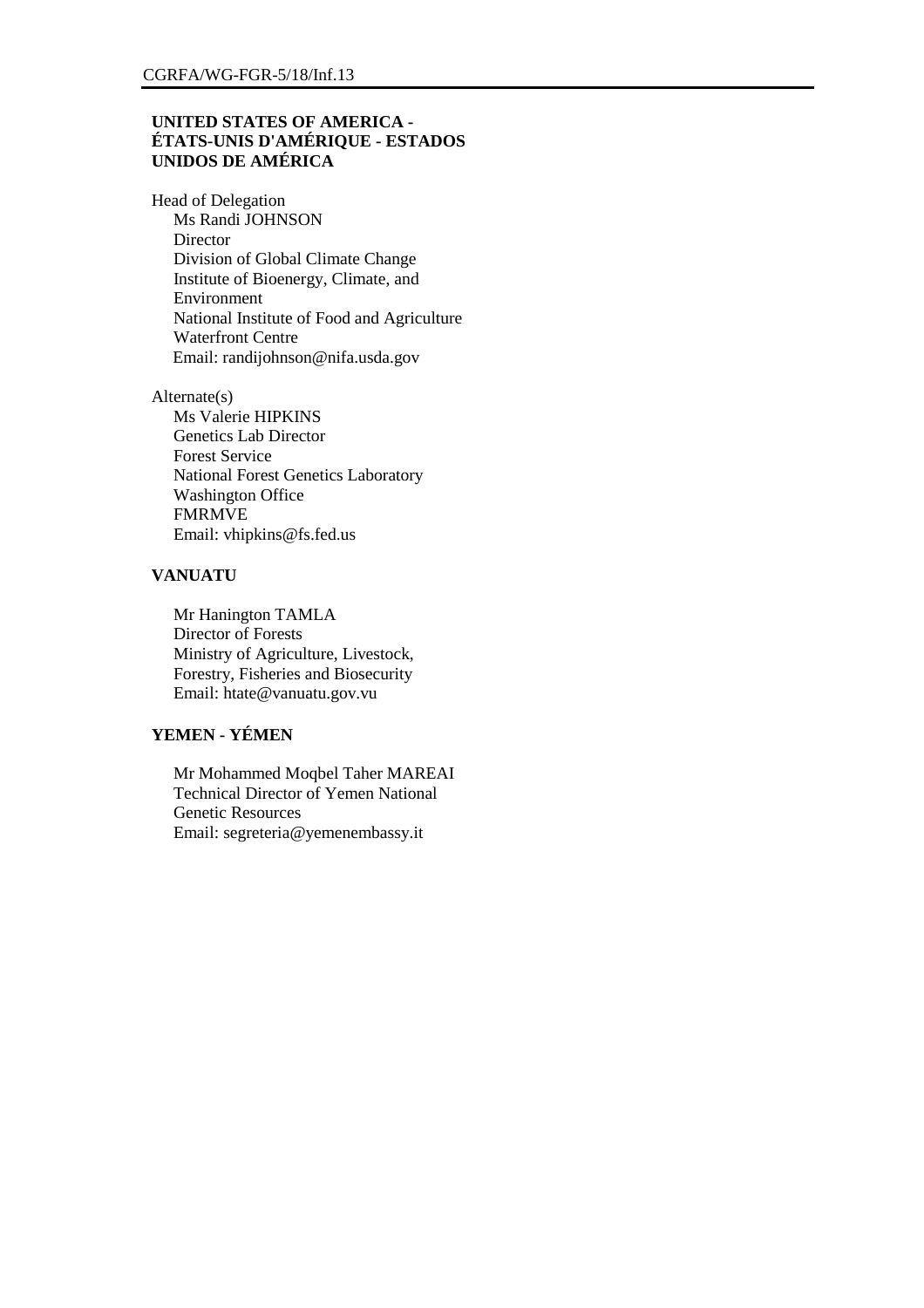**UNITED STATES OF AMERICA - ÉTATS-UNIS D'AMÉRIQUE - ESTADOS UNIDOS DE AMÉRICA**

Head of Delegation
Ms Randi JOHNSON
Director
Division of Global Climate Change
Institute of Bioenergy, Climate, and Environment
National Institute of Food and Agriculture
Waterfront Centre
Email: randijohnson@nifa.usda.gov

Alternate(s)
Ms Valerie HIPKINS
Genetics Lab Director
Forest Service
National Forest Genetics Laboratory
Washington Office
FMRMVE
Email: vhipkins@fs.fed.us

**VANUATU**

Mr Hanington TAMLA
Director of Forests
Ministry of Agriculture, Livestock, Forestry, Fisheries and Biosecurity
Email: htate@vanuatu.gov.vu

**YEMEN - YÉMEN**

Mr Mohammed Moqbel Taher MAREAI
Technical Director of Yemen National Genetic Resources
Email: segreteria@yemenembassy.it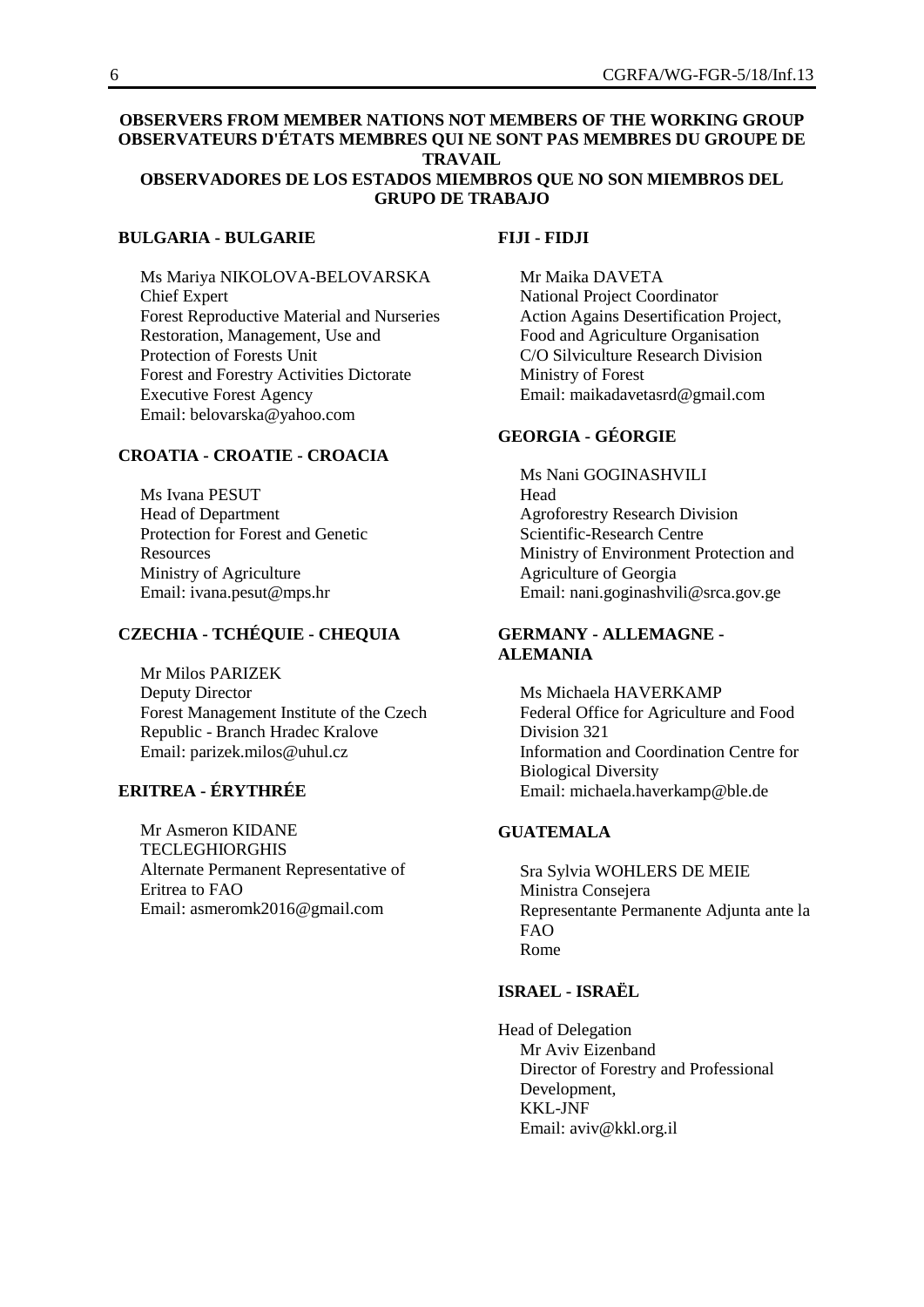## OBSERVERS FROM MEMBER NATIONS NOT MEMBERS OF THE WORKING GROUP
## OBSERVATEURS D'ÉTATS MEMBRES QUI NE SONT PAS MEMBRES DU GROUPE DE TRAVAIL
## OBSERVADORES DE LOS ESTADOS MIEMBROS QUE NO SON MIEMBROS DEL GRUPO DE TRABAJO

### BULGARIA - BULGARIE

Ms Mariya NIKOLOVA-BELOVARSKA
Chief Expert
Forest Reproductive Material and Nurseries
Restoration, Management, Use and Protection of Forests Unit
Forest and Forestry Activities Dictorate
Executive Forest Agency
Email: belovarska@yahoo.com

### CROATIA - CROATIE - CROACIA

Ms Ivana PESUT
Head of Department
Protection for Forest and Genetic Resources
Ministry of Agriculture
Email: ivana.pesut@mps.hr

### CZECHIA - TCHÉQUIE - CHEQUIA

Mr Milos PARIZEK
Deputy Director
Forest Management Institute of the Czech Republic - Branch Hradec Kralove
Email: parizek.milos@uhul.cz

### ERITREA - ÉRYTHRÉE

Mr Asmeron KIDANE TECLEGHIORGHIS
Alternate Permanent Representative of Eritrea to FAO
Email: asmeromk2016@gmail.com

### FIJI - FIDJI

Mr Maika DAVETA
National Project Coordinator
Action Agains Desertification Project, Food and Agriculture Organisation
C/O Silviculture Research Division
Ministry of Forest
Email: maikadavetasrd@gmail.com

### GEORGIA - GÉORGIE

Ms Nani GOGINASHVILI
Head
Agroforestry Research Division
Scientific-Research Centre
Ministry of Environment Protection and Agriculture of Georgia
Email: nani.goginashvili@srca.gov.ge

### GERMANY - ALLEMAGNE - ALEMANIA

Ms Michaela HAVERKAMP
Federal Office for Agriculture and Food
Division 321
Information and Coordination Centre for Biological Diversity
Email: michaela.haverkamp@ble.de

### GUATEMALA

Sra Sylvia WOHLERS DE MEIE
Ministra Consejera
Representante Permanente Adjunta ante la FAO
Rome

### ISRAEL - ISRAËL

Head of Delegation
Mr Aviv Eizenband
Director of Forestry and Professional Development,
KKL-JNF
Email: aviv@kkl.org.il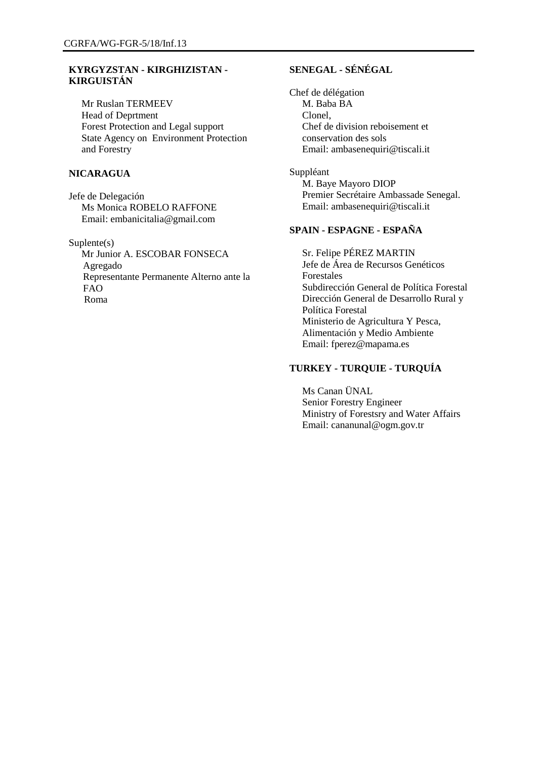**KYRGYZSTAN - KIRGHIZISTAN - KIRGUISTÁN**

Mr Ruslan TERMEEV
Head of Deprtment
Forest Protection and Legal support
State Agency on Environment Protection and Forestry

**NICARAGUA**

Jefe de Delegación
Ms Monica ROBELO RAFFONE
Email: embanicitalia@gmail.com

Suplente(s)
Mr Junior A. ESCOBAR FONSECA
Agregado
Representante Permanente Alterno ante la FAO
Roma

**SENEGAL - SÉNÉGAL**

Chef de délégation
M. Baba BA
Clonel,
Chef de division reboisement et conservation des sols
Email: ambasenequiri@tiscali.it

Suppléant
M. Baye Mayoro DIOP
Premier Secrétaire Ambassade Senegal.
Email: ambasenequiri@tiscali.it

**SPAIN - ESPAGNE - ESPAÑA**

Sr. Felipe PÉREZ MARTIN
Jefe de Área de Recursos Genéticos Forestales
Subdirección General de Política Forestal
Dirección General de Desarrollo Rural y Política Forestal
Ministerio de Agricultura Y Pesca, Alimentación y Medio Ambiente
Email: fperez@mapama.es

**TURKEY - TURQUIE - TURQUÍA**

Ms Canan ÜNAL
Senior Forestry Engineer
Ministry of Forestsry and Water Affairs
Email: cananunal@ogm.gov.tr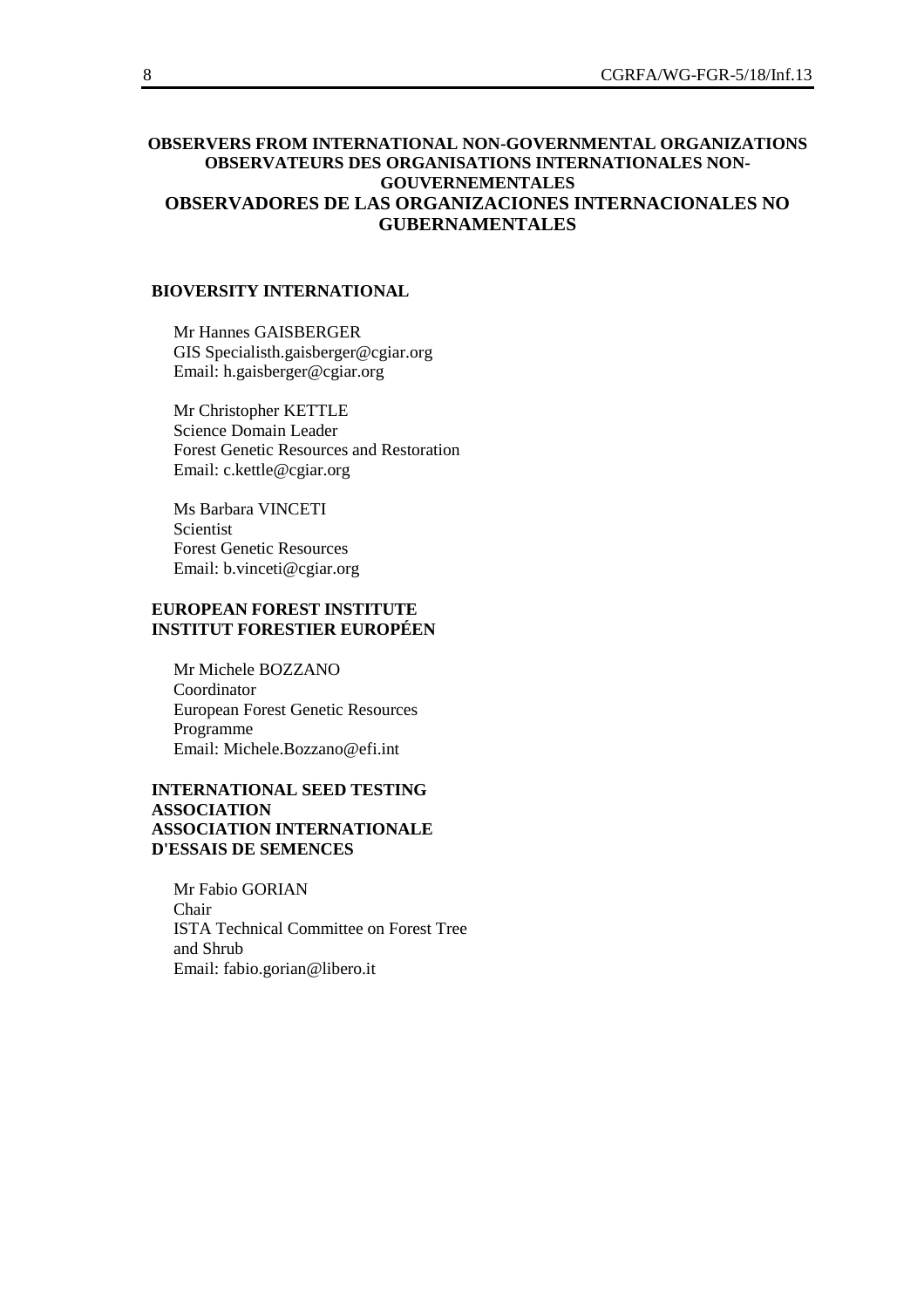## OBSERVERS FROM INTERNATIONAL NON-GOVERNMENTAL ORGANIZATIONS
## OBSERVATEURS DES ORGANISATIONS INTERNATIONALES NON-GOUVERNEMENTALES
## OBSERVADORES DE LAS ORGANIZACIONES INTERNACIONALES NO GUBERNAMENTALES

**BIOVERSITY INTERNATIONAL**

Mr Hannes GAISBERGER
GIS Specialisth.gaisberger@cgiar.org
Email: h.gaisberger@cgiar.org

Mr Christopher KETTLE
Science Domain Leader
Forest Genetic Resources and Restoration
Email: c.kettle@cgiar.org

Ms Barbara VINCETI
Scientist
Forest Genetic Resources
Email: b.vinceti@cgiar.org

**EUROPEAN FOREST INSTITUTE**
**INSTITUT FORESTIER EUROPÉEN**

Mr Michele BOZZANO
Coordinator
European Forest Genetic Resources Programme
Email: Michele.Bozzano@efi.int

**INTERNATIONAL SEED TESTING ASSOCIATION**
**ASSOCIATION INTERNATIONALE D'ESSAIS DE SEMENCES**

Mr Fabio GORIAN
Chair
ISTA Technical Committee on Forest Tree and Shrub
Email: fabio.gorian@libero.it